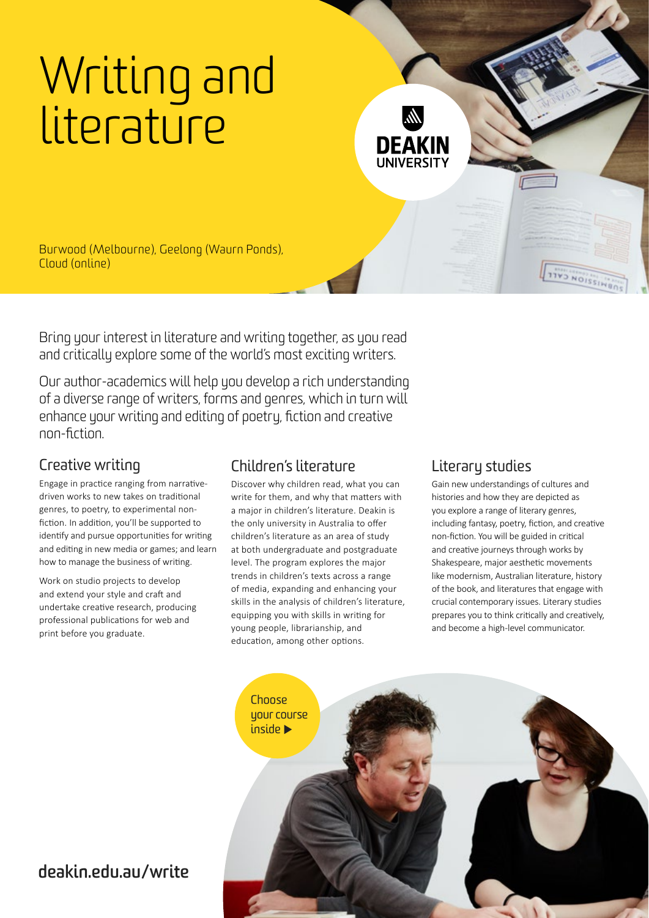# Writing and literature

DEAKIN UNIVERSITY

Burwood (Melbourne), Geelong (Waurn Ponds), Cloud (online)

Bring your interest in literature and writing together, as you read and critically explore some of the world's most exciting writers.

Our author-academics will help you develop a rich understanding of a diverse range of writers, forms and genres, which in turn will enhance your writing and editing of poetry, fiction and creative non-fiction.

## Creative writing

Engage in practice ranging from narrative-driven works to new takes on traditional genres, to poetry, to experimental non-fiction. In addition, you'll be supported to identify and pursue opportunities for writing and editing in new media or games; and learn how to manage the business of writing.

Work on studio projects to develop and extend your style and craft and undertake creative research, producing professional publications for web and print before you graduate.

## Children's literature

Discover why children read, what you can write for them, and why that matters with a major in children's literature. Deakin is the only university in Australia to offer children's literature as an area of study at both undergraduate and postgraduate level. The program explores the major trends in children's texts across a range of media, expanding and enhancing your skills in the analysis of children's literature, equipping you with skills in writing for young people, librarianship, and education, among other options.

## Literary studies

Gain new understandings of cultures and histories and how they are depicted as you explore a range of literary genres, including fantasy, poetry, fiction, and creative non-fiction. You will be guided in critical and creative journeys through works by Shakespeare, major aesthetic movements like modernism, Australian literature, history of the book, and literatures that engage with crucial contemporary issues. Literary studies prepares you to think critically and creatively, and become a high-level communicator.

Choose your course inside ▶

**deakin.edu.au/write**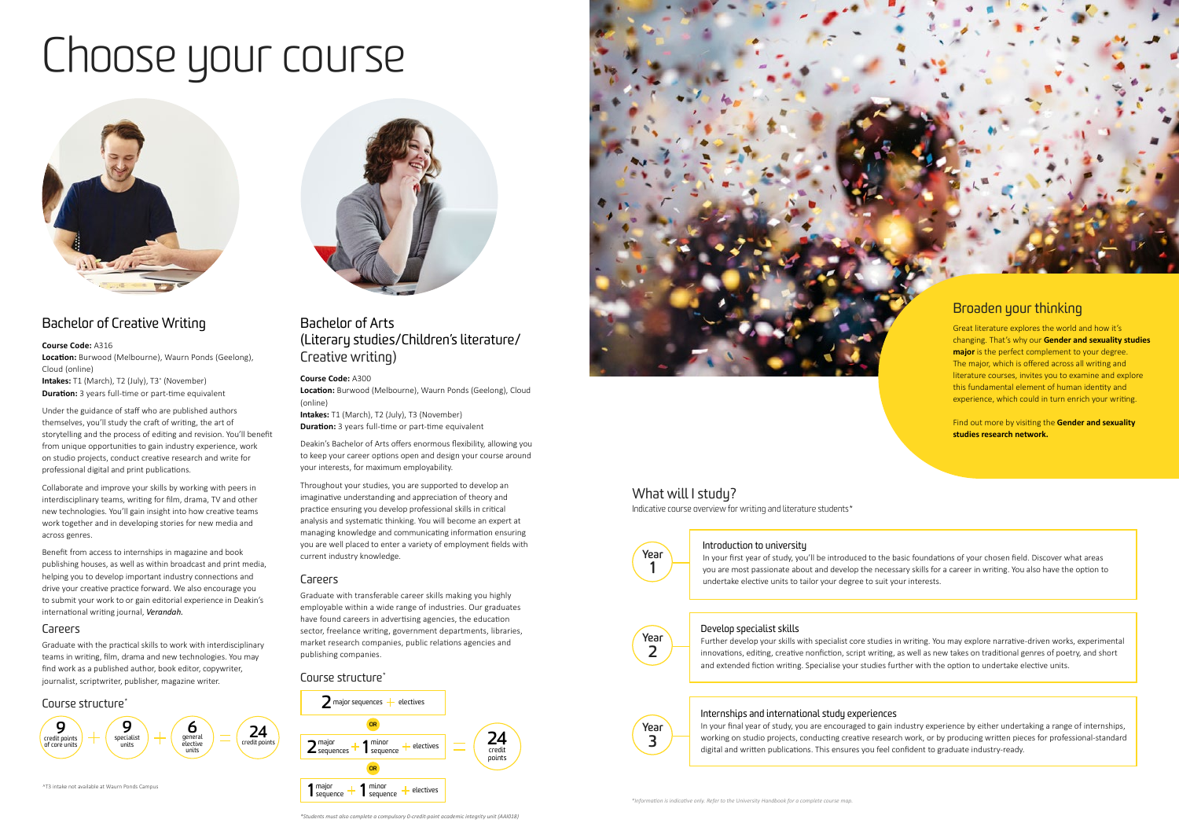# Choose your course

## Bachelor of Creative Writing

**Course Code:** A316
**Location:** Burwood (Melbourne), Waurn Ponds (Geelong), Cloud (online)
**Intakes:** T1 (March), T2 (July), T3* (November)
**Duration:** 3 years full-time or part-time equivalent

Under the guidance of staff who are published authors themselves, you'll study the craft of writing, the art of storytelling and the process of editing and revision. You'll benefit from unique opportunities to gain industry experience, work on studio projects, conduct creative research and write for professional digital and print publications.

Collaborate and improve your skills by working with peers in interdisciplinary teams, writing for film, drama, TV and other new technologies. You'll gain insight into how creative teams work together and in developing stories for new media and across genres.

Benefit from access to internships in magazine and book publishing houses, as well as within broadcast and print media, helping you to develop important industry connections and drive your creative practice forward. We also encourage you to submit your work to or gain editorial experience in Deakin's international writing journal, ***Verandah.***

### Careers

Graduate with the practical skills to work with interdisciplinary teams in writing, film, drama and new technologies. You may find work as a published author, book editor, copywriter, journalist, scriptwriter, publisher, magazine writer.

### Course structure*

9 credit points of core units + 9 specialist units + 6 general elective units = 24 credit points

*T3 intake not available at Waurn Ponds Campus

## Bachelor of Arts (Literary studies/Children's literature/Creative writing)

**Course Code:** A300
**Location:** Burwood (Melbourne), Waurn Ponds (Geelong), Cloud (online)
**Intakes:** T1 (March), T2 (July), T3 (November)
**Duration:** 3 years full-time or part-time equivalent

Deakin's Bachelor of Arts offers enormous flexibility, allowing you to keep your career options open and design your course around your interests, for maximum employability.

Throughout your studies, you are supported to develop an imaginative understanding and appreciation of theory and practice ensuring you develop professional skills in critical analysis and systematic thinking. You will become an expert at managing knowledge and communicating information ensuring you are well placed to enter a variety of employment fields with current industry knowledge.

### Careers

Graduate with transferable career skills making you highly employable within a wide range of industries. Our graduates have found careers in advertising agencies, the education sector, freelance writing, government departments, libraries, market research companies, public relations agencies and publishing companies.

### Course structure*

2 major sequences + electives

OR

2 major sequences + 1 minor sequence + electives

OR

1 major sequence + 1 minor sequence + electives

= 24 credit points

*Students must also complete a compulsory 0-credit-point academic integrity unit (AAI018)

## Broaden your thinking

Great literature explores the world and how it's changing. That's why our **Gender and sexuality studies major** is the perfect complement to your degree. The major, which is offered across all writing and literature courses, invites you to examine and explore this fundamental element of human identity and experience, which could in turn enrich your writing.

Find out more by visiting the **Gender and sexuality studies research network.**

## What will I study?

Indicative course overview for writing and literature students*

### Year 1 – Introduction to university

In your first year of study, you'll be introduced to the basic foundations of your chosen field. Discover what areas you are most passionate about and develop the necessary skills for a career in writing. You also have the option to undertake elective units to tailor your degree to suit your interests.

### Year 2 – Develop specialist skills

Further develop your skills with specialist core studies in writing. You may explore narrative-driven works, experimental innovations, editing, creative nonfiction, script writing, as well as new takes on traditional genres of poetry, and short and extended fiction writing. Specialise your studies further with the option to undertake elective units.

### Year 3 – Internships and international study experiences

In your final year of study, you are encouraged to gain industry experience by either undertaking a range of internships, working on studio projects, conducting creative research work, or by producing written pieces for professional-standard digital and written publications. This ensures you feel confident to graduate industry-ready.

*Information is indicative only. Refer to the University Handbook for a complete course map.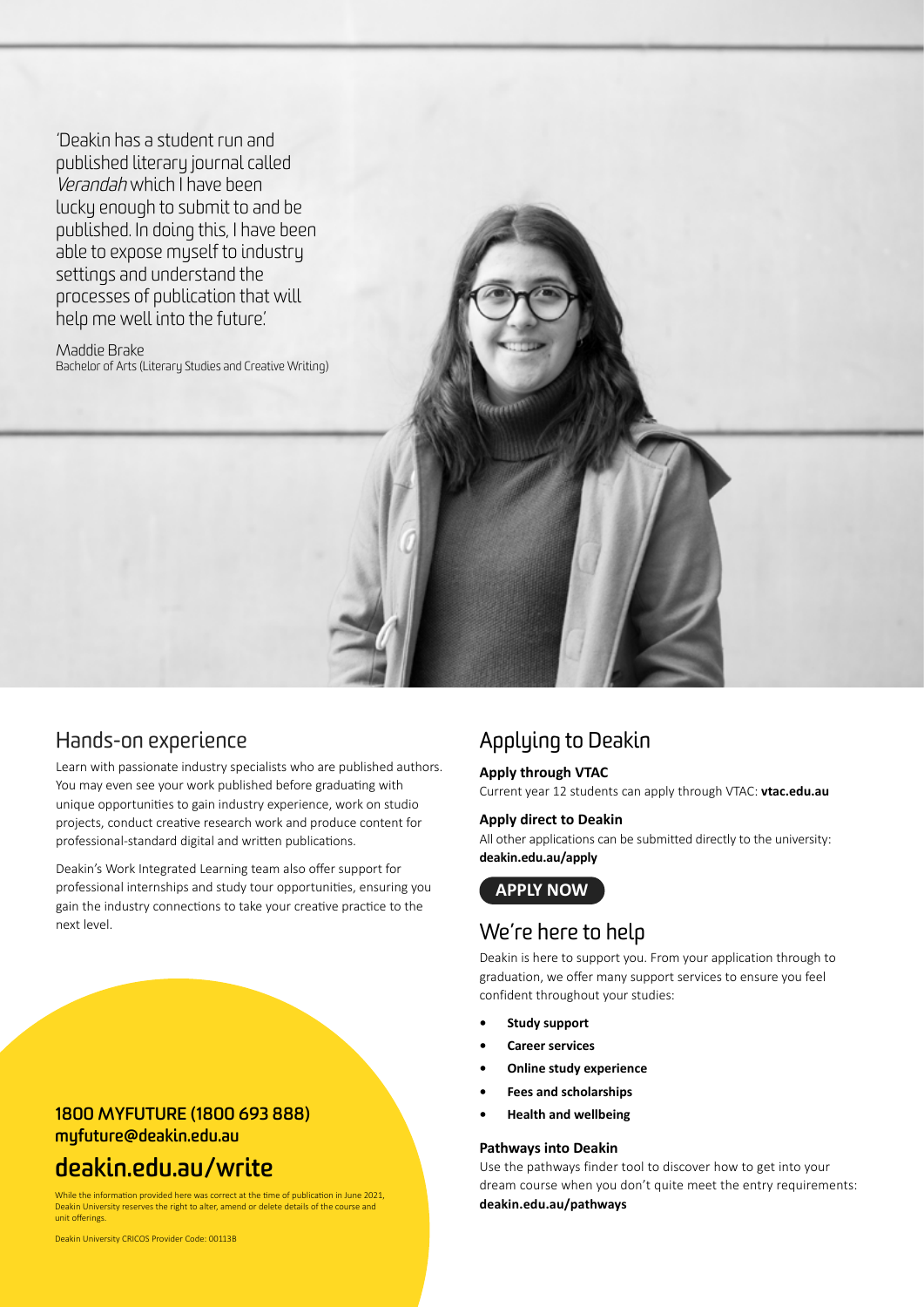'Deakin has a student run and published literary journal called *Verandah* which I have been lucky enough to submit to and be published. In doing this, I have been able to expose myself to industry settings and understand the processes of publication that will help me well into the future.'

Maddie Brake
Bachelor of Arts (Literary Studies and Creative Writing)

## Hands-on experience

Learn with passionate industry specialists who are published authors. You may even see your work published before graduating with unique opportunities to gain industry experience, work on studio projects, conduct creative research work and produce content for professional-standard digital and written publications.

Deakin's Work Integrated Learning team also offer support for professional internships and study tour opportunities, ensuring you gain the industry connections to take your creative practice to the next level.

**1800 MYFUTURE (1800 693 888)**
**myfuture@deakin.edu.au**

## deakin.edu.au/write

While the information provided here was correct at the time of publication in June 2021, Deakin University reserves the right to alter, amend or delete details of the course and unit offerings.

Deakin University CRICOS Provider Code: 00113B

## Applying to Deakin

**Apply through VTAC**
Current year 12 students can apply through VTAC: **vtac.edu.au**

**Apply direct to Deakin**
All other applications can be submitted directly to the university: **deakin.edu.au/apply**

**APPLY NOW**

## We're here to help

Deakin is here to support you. From your application through to graduation, we offer many support services to ensure you feel confident throughout your studies:

- **Study support**
- **Career services**
- **Online study experience**
- **Fees and scholarships**
- **Health and wellbeing**

**Pathways into Deakin**
Use the pathways finder tool to discover how to get into your dream course when you don't quite meet the entry requirements: **deakin.edu.au/pathways**